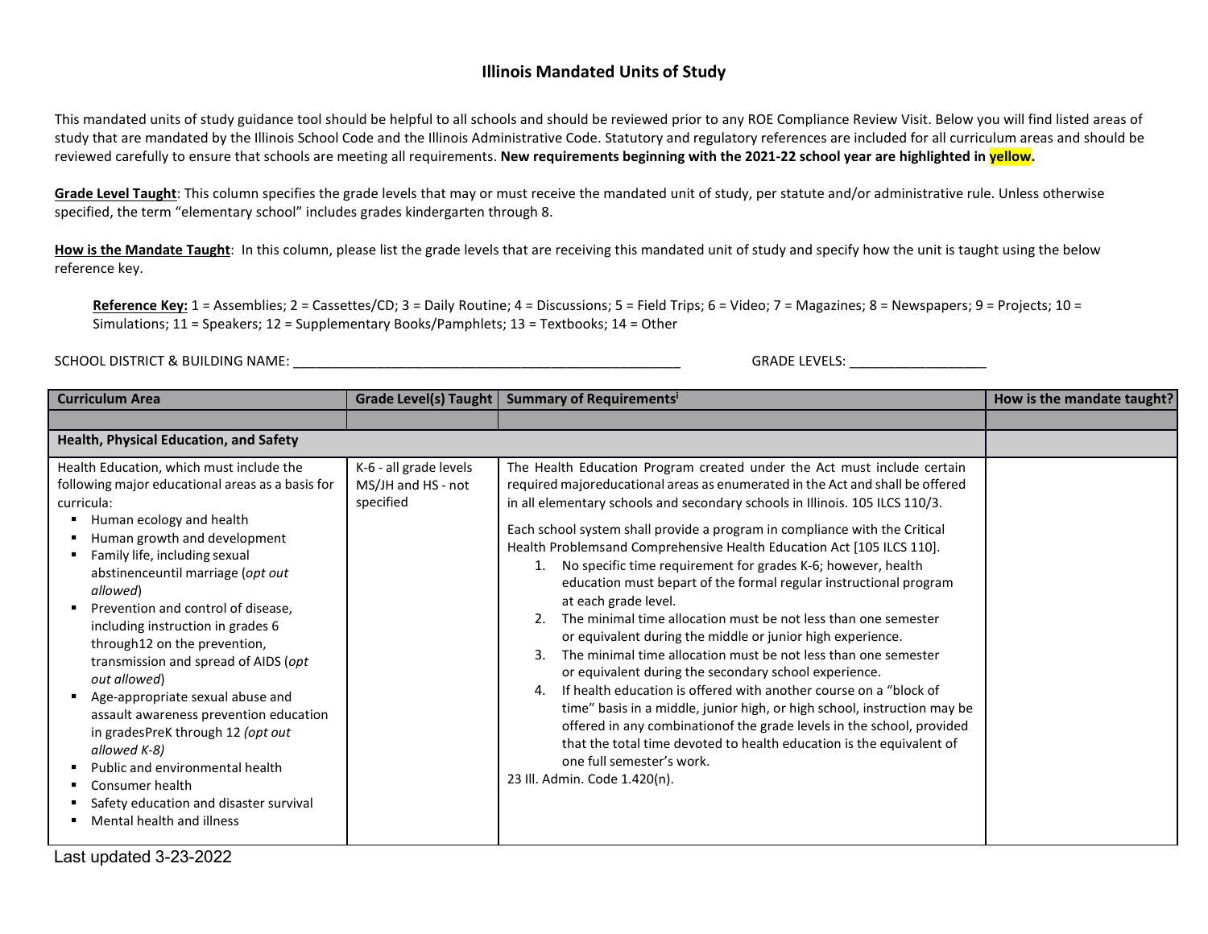# Illinois Mandated Units of Study

This mandated units of study guidance tool should be helpful to all schools and should be reviewed prior to any ROE Compliance Review Visit. Below you will find listed areas of study that are mandated by the Illinois School Code and the Illinois Administrative Code. Statutory and regulatory references are included for all curriculum areas and should be reviewed carefully to ensure that schools are meeting all requirements. **New requirements beginning with the 2021-22 school year are highlighted in yellow.**

**Grade Level Taught**: This column specifies the grade levels that may or must receive the mandated unit of study, per statute and/or administrative rule. Unless otherwise specified, the term "elementary school" includes grades kindergarten through 8.

**How is the Mandate Taught**: In this column, please list the grade levels that are receiving this mandated unit of study and specify how the unit is taught using the below reference key.

**Reference Key:** 1 = Assemblies; 2 = Cassettes/CD; 3 = Daily Routine; 4 = Discussions; 5 = Field Trips; 6 = Video; 7 = Magazines; 8 = Newspapers; 9 = Projects; 10 = Simulations; 11 = Speakers; 12 = Supplementary Books/Pamphlets; 13 = Textbooks; 14 = Other

SCHOOL DISTRICT & BUILDING NAME: ____________________________________________________ GRADE LEVELS: __________________

| Curriculum Area | Grade Level(s) Taught | Summary of Requirements[i] | How is the mandate taught? |
|---|---|---|---|
| | | | |
| **Health, Physical Education, and Safety** | | | |
| Health Education, which must include the following major educational areas as a basis for curricula:<br>▪ Human ecology and health<br>▪ Human growth and development<br>▪ Family life, including sexual abstinenceuntil marriage (*opt out allowed*)<br>▪ Prevention and control of disease, including instruction in grades 6 through12 on the prevention, transmission and spread of AIDS (*opt out allowed*)<br>▪ Age-appropriate sexual abuse and assault awareness prevention education in gradesPreK through 12 *(opt out allowed K-8)*<br>▪ Public and environmental health<br>▪ Consumer health<br>▪ Safety education and disaster survival<br>▪ Mental health and illness | K-6 - all grade levels<br>MS/JH and HS - not specified | The Health Education Program created under the Act must include certain required majoreducational areas as enumerated in the Act and shall be offered in all elementary schools and secondary schools in Illinois. 105 ILCS 110/3.<br><br>Each school system shall provide a program in compliance with the Critical Health Problemsand Comprehensive Health Education Act [105 ILCS 110].<br>1. No specific time requirement for grades K-6; however, health education must bepart of the formal regular instructional program at each grade level.<br>2. The minimal time allocation must be not less than one semester or equivalent during the middle or junior high experience.<br>3. The minimal time allocation must be not less than one semester or equivalent during the secondary school experience.<br>4. If health education is offered with another course on a "block of time" basis in a middle, junior high, or high school, instruction may be offered in any combinationof the grade levels in the school, provided that the total time devoted to health education is the equivalent of one full semester's work.<br>23 Ill. Admin. Code 1.420(n). | |

Last updated 3-23-2022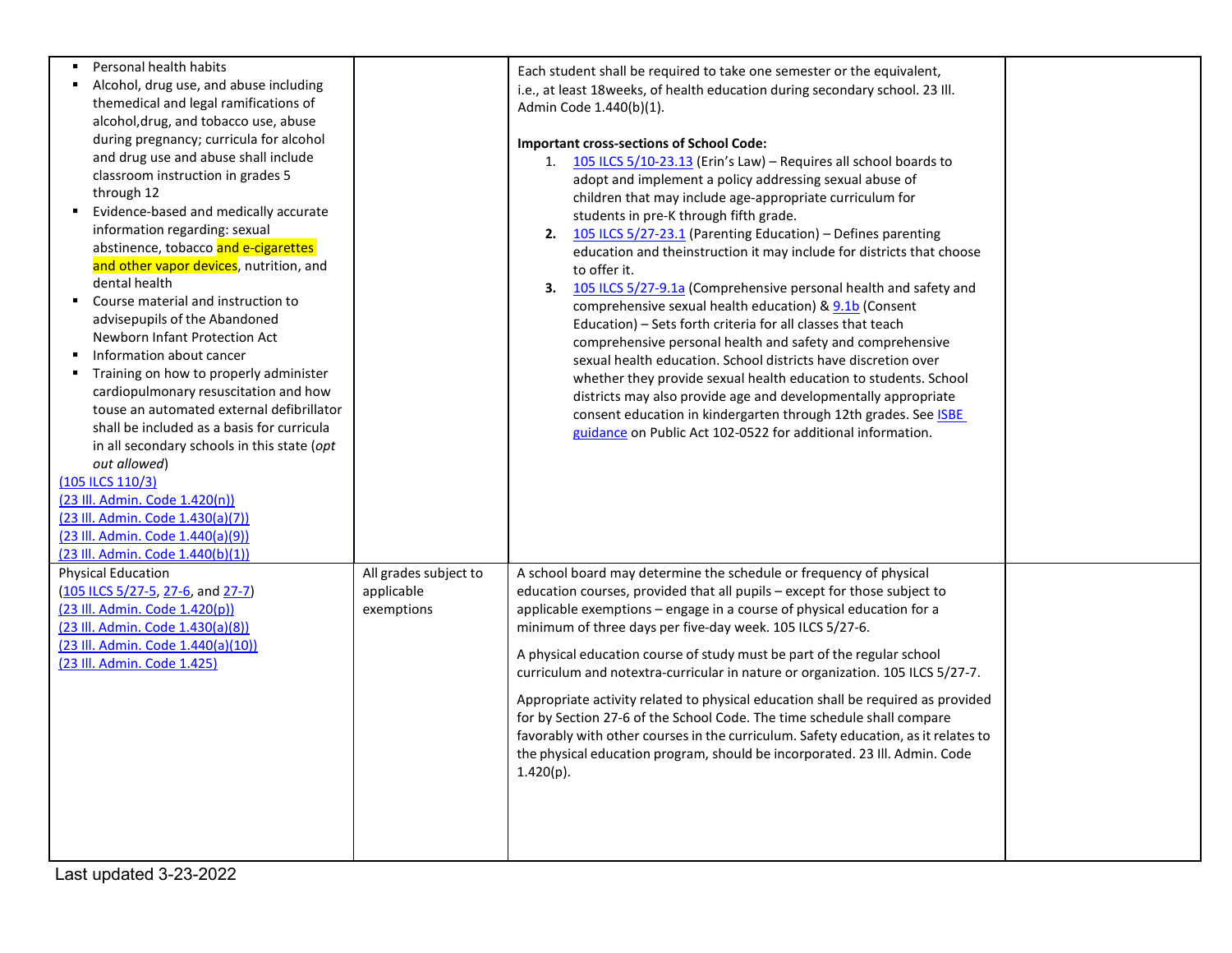| | | | |
|---|---|---|---|
| ▪ Personal health habits<br>▪ Alcohol, drug use, and abuse including themedical and legal ramifications of alcohol,drug, and tobacco use, abuse during pregnancy; curricula for alcohol and drug use and abuse shall include classroom instruction in grades 5 through 12<br>▪ Evidence-based and medically accurate information regarding: sexual abstinence, tobacco and e-cigarettes and other vapor devices, nutrition, and dental health<br>▪ Course material and instruction to advisepupils of the Abandoned Newborn Infant Protection Act<br>▪ Information about cancer<br>▪ Training on how to properly administer cardiopulmonary resuscitation and how touse an automated external defibrillator shall be included as a basis for curricula in all secondary schools in this state (*opt out allowed*)<br>(105 ILCS 110/3)<br>(23 Ill. Admin. Code 1.420(n))<br>(23 Ill. Admin. Code 1.430(a)(7))<br>(23 Ill. Admin. Code 1.440(a)(9))<br>(23 Ill. Admin. Code 1.440(b)(1)) | | Each student shall be required to take one semester or the equivalent, i.e., at least 18weeks, of health education during secondary school. 23 Ill. Admin Code 1.440(b)(1).<br><br>**Important cross-sections of School Code:**<br>1. 105 ILCS 5/10-23.13 (Erin's Law) – Requires all school boards to adopt and implement a policy addressing sexual abuse of children that may include age-appropriate curriculum for students in pre-K through fifth grade.<br>**2.** 105 ILCS 5/27-23.1 (Parenting Education) – Defines parenting education and theinstruction it may include for districts that choose to offer it.<br>**3.** 105 ILCS 5/27-9.1a (Comprehensive personal health and safety and comprehensive sexual health education) & 9.1b (Consent Education) – Sets forth criteria for all classes that teach comprehensive personal health and safety and comprehensive sexual health education. School districts have discretion over whether they provide sexual health education to students. School districts may also provide age and developmentally appropriate consent education in kindergarten through 12th grades. See ISBE guidance on Public Act 102-0522 for additional information. | |
| Physical Education<br>(105 ILCS 5/27-5, 27-6, and 27-7)<br>(23 Ill. Admin. Code 1.420(p))<br>(23 Ill. Admin. Code 1.430(a)(8))<br>(23 Ill. Admin. Code 1.440(a)(10))<br>(23 Ill. Admin. Code 1.425) | All grades subject to applicable exemptions | A school board may determine the schedule or frequency of physical education courses, provided that all pupils – except for those subject to applicable exemptions – engage in a course of physical education for a minimum of three days per five-day week. 105 ILCS 5/27-6.<br><br>A physical education course of study must be part of the regular school curriculum and notextra-curricular in nature or organization. 105 ILCS 5/27-7.<br><br>Appropriate activity related to physical education shall be required as provided for by Section 27-6 of the School Code. The time schedule shall compare favorably with other courses in the curriculum. Safety education, as it relates to the physical education program, should be incorporated. 23 Ill. Admin. Code 1.420(p). | |

Last updated 3-23-2022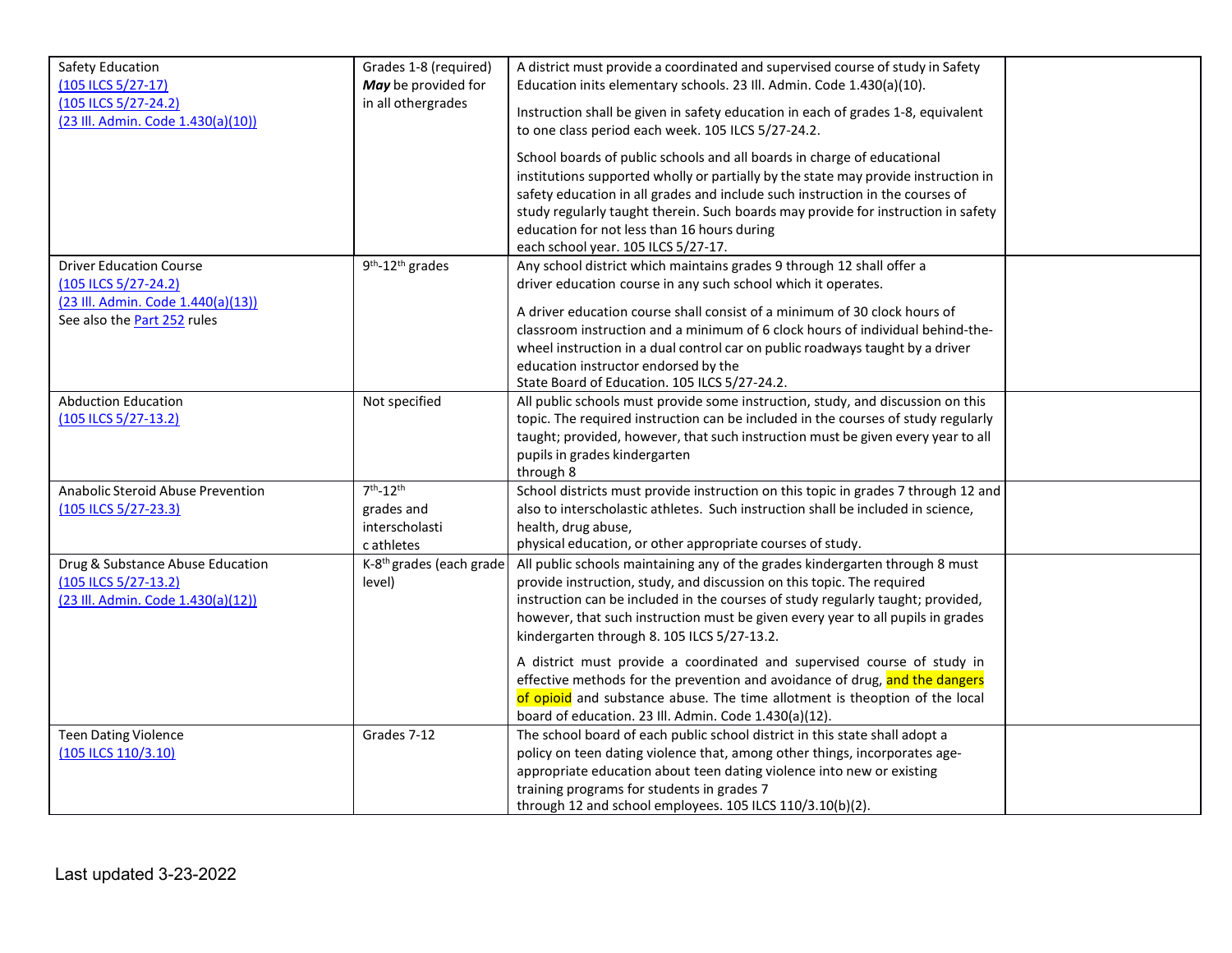| | | | |
|---|---|---|---|
| Safety Education<br>(105 ILCS 5/27-17)<br>(105 ILCS 5/27-24.2)<br>(23 Ill. Admin. Code 1.430(a)(10)) | Grades 1-8 (required)<br>***May*** be provided for in all othergrades | A district must provide a coordinated and supervised course of study in Safety Education inits elementary schools. 23 Ill. Admin. Code 1.430(a)(10).<br><br>Instruction shall be given in safety education in each of grades 1-8, equivalent to one class period each week. 105 ILCS 5/27-24.2.<br><br>School boards of public schools and all boards in charge of educational institutions supported wholly or partially by the state may provide instruction in safety education in all grades and include such instruction in the courses of study regularly taught therein. Such boards may provide for instruction in safety education for not less than 16 hours during each school year. 105 ILCS 5/27-17. | |
| Driver Education Course<br>(105 ILCS 5/27-24.2)<br>(23 Ill. Admin. Code 1.440(a)(13))<br>See also the Part 252 rules | 9th-12th grades | Any school district which maintains grades 9 through 12 shall offer a driver education course in any such school which it operates.<br><br>A driver education course shall consist of a minimum of 30 clock hours of classroom instruction and a minimum of 6 clock hours of individual behind-the-wheel instruction in a dual control car on public roadways taught by a driver education instructor endorsed by the State Board of Education. 105 ILCS 5/27-24.2. | |
| Abduction Education<br>(105 ILCS 5/27-13.2) | Not specified | All public schools must provide some instruction, study, and discussion on this topic. The required instruction can be included in the courses of study regularly taught; provided, however, that such instruction must be given every year to all pupils in grades kindergarten through 8 | |
| Anabolic Steroid Abuse Prevention<br>(105 ILCS 5/27-23.3) | 7th-12th grades and interscholastic athletes | School districts must provide instruction on this topic in grades 7 through 12 and also to interscholastic athletes. Such instruction shall be included in science, health, drug abuse, physical education, or other appropriate courses of study. | |
| Drug & Substance Abuse Education<br>(105 ILCS 5/27-13.2)<br>(23 Ill. Admin. Code 1.430(a)(12)) | K-8th grades (each grade level) | All public schools maintaining any of the grades kindergarten through 8 must provide instruction, study, and discussion on this topic. The required instruction can be included in the courses of study regularly taught; provided, however, that such instruction must be given every year to all pupils in grades kindergarten through 8. 105 ILCS 5/27-13.2.<br><br>A district must provide a coordinated and supervised course of study in effective methods for the prevention and avoidance of drug, and the dangers of opioid and substance abuse. The time allotment is theoption of the local board of education. 23 Ill. Admin. Code 1.430(a)(12). | |
| Teen Dating Violence<br>(105 ILCS 110/3.10) | Grades 7-12 | The school board of each public school district in this state shall adopt a policy on teen dating violence that, among other things, incorporates age-appropriate education about teen dating violence into new or existing training programs for students in grades 7 through 12 and school employees. 105 ILCS 110/3.10(b)(2). | |

Last updated 3-23-2022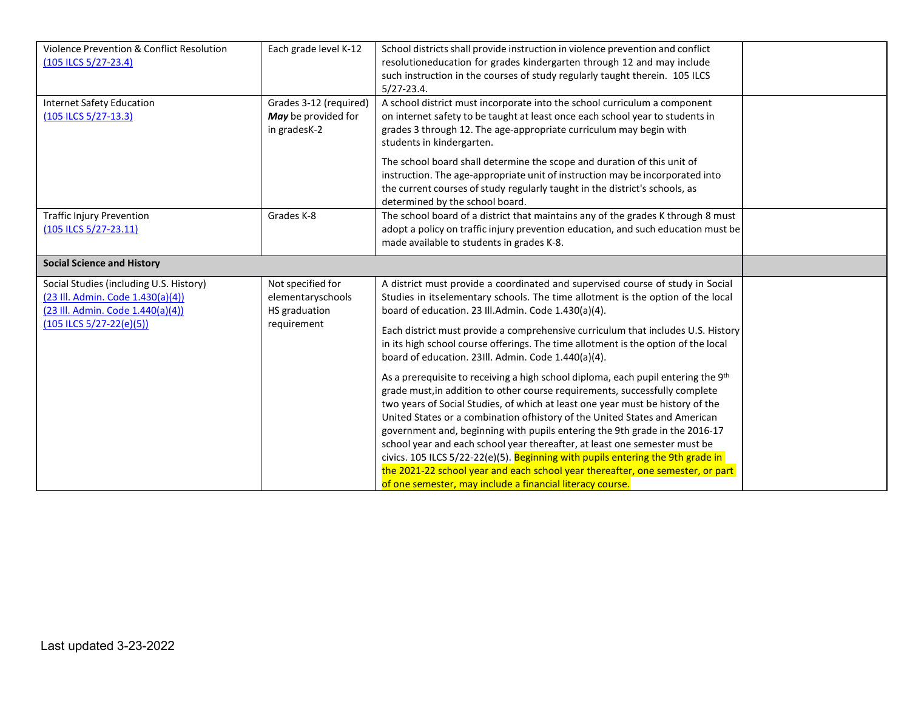| | | | |
|---|---|---|---|
| Violence Prevention & Conflict Resolution (105 ILCS 5/27-23.4) | Each grade level K-12 | School districts shall provide instruction in violence prevention and conflict resolutioneducation for grades kindergarten through 12 and may include such instruction in the courses of study regularly taught therein. 105 ILCS 5/27-23.4. | |
| Internet Safety Education (105 ILCS 5/27-13.3) | Grades 3-12 (required) ***May*** be provided for in gradesK-2 | A school district must incorporate into the school curriculum a component on internet safety to be taught at least once each school year to students in grades 3 through 12. The age-appropriate curriculum may begin with students in kindergarten.<br><br>The school board shall determine the scope and duration of this unit of instruction. The age-appropriate unit of instruction may be incorporated into the current courses of study regularly taught in the district's schools, as determined by the school board. | |
| Traffic Injury Prevention (105 ILCS 5/27-23.11) | Grades K-8 | The school board of a district that maintains any of the grades K through 8 must adopt a policy on traffic injury prevention education, and such education must be made available to students in grades K-8. | |
| **Social Science and History** | | | |
| Social Studies (including U.S. History) (23 Ill. Admin. Code 1.430(a)(4)) (23 Ill. Admin. Code 1.440(a)(4)) (105 ILCS 5/27-22(e)(5)) | Not specified for elementaryschools HS graduation requirement | A district must provide a coordinated and supervised course of study in Social Studies in itselementary schools. The time allotment is the option of the local board of education. 23 Ill.Admin. Code 1.430(a)(4).<br><br>Each district must provide a comprehensive curriculum that includes U.S. History in its high school course offerings. The time allotment is the option of the local board of education. 23Ill. Admin. Code 1.440(a)(4).<br><br>As a prerequisite to receiving a high school diploma, each pupil entering the 9th grade must,in addition to other course requirements, successfully complete two years of Social Studies, of which at least one year must be history of the United States or a combination ofhistory of the United States and American government and, beginning with pupils entering the 9th grade in the 2016-17 school year and each school year thereafter, at least one semester must be civics. 105 ILCS 5/22-22(e)(5). Beginning with pupils entering the 9th grade in the 2021-22 school year and each school year thereafter, one semester, or part of one semester, may include a financial literacy course. | |

Last updated 3-23-2022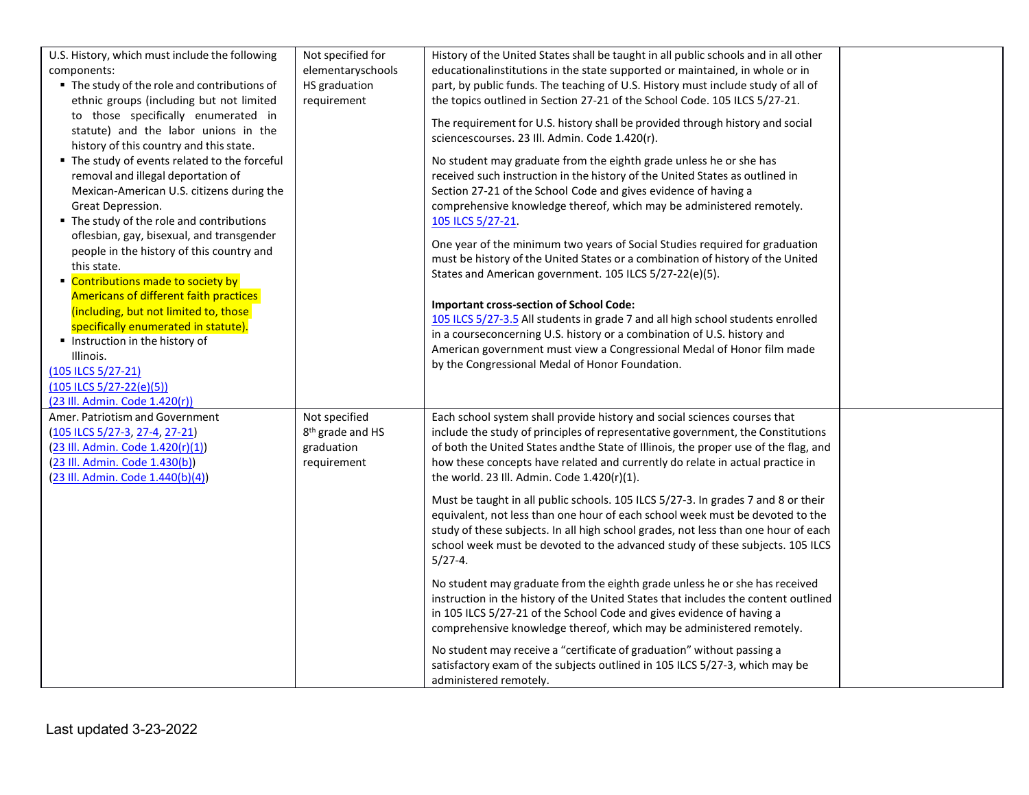| | | | |
|---|---|---|---|
| U.S. History, which must include the following components:<br>▪ The study of the role and contributions of ethnic groups (including but not limited to those specifically enumerated in statute) and the labor unions in the history of this country and this state.<br>▪ The study of events related to the forceful removal and illegal deportation of Mexican-American U.S. citizens during the Great Depression.<br>▪ The study of the role and contributions oflesbian, gay, bisexual, and transgender people in the history of this country and this state.<br>▪ Contributions made to society by Americans of different faith practices (including, but not limited to, those specifically enumerated in statute).<br>▪ Instruction in the history of Illinois.<br>(105 ILCS 5/27-21)<br>(105 ILCS 5/27-22(e)(5))<br>(23 Ill. Admin. Code 1.420(r)) | Not specified for elementaryschools<br>HS graduation requirement | History of the United States shall be taught in all public schools and in all other educationalinstitutions in the state supported or maintained, in whole or in part, by public funds. The teaching of U.S. History must include study of all of the topics outlined in Section 27-21 of the School Code. 105 ILCS 5/27-21.<br><br>The requirement for U.S. history shall be provided through history and social sciencescourses. 23 Ill. Admin. Code 1.420(r).<br><br>No student may graduate from the eighth grade unless he or she has received such instruction in the history of the United States as outlined in Section 27-21 of the School Code and gives evidence of having a comprehensive knowledge thereof, which may be administered remotely. 105 ILCS 5/27-21.<br><br>One year of the minimum two years of Social Studies required for graduation must be history of the United States or a combination of history of the United States and American government. 105 ILCS 5/27-22(e)(5).<br><br>**Important cross-section of School Code:**<br>105 ILCS 5/27-3.5 All students in grade 7 and all high school students enrolled in a courseconcerning U.S. history or a combination of U.S. history and American government must view a Congressional Medal of Honor film made by the Congressional Medal of Honor Foundation. | |
| Amer. Patriotism and Government<br>(105 ILCS 5/27-3, 27-4, 27-21)<br>(23 Ill. Admin. Code 1.420(r)(1))<br>(23 Ill. Admin. Code 1.430(b))<br>(23 Ill. Admin. Code 1.440(b)(4)) | Not specified<br>8th grade and HS graduation requirement | Each school system shall provide history and social sciences courses that include the study of principles of representative government, the Constitutions of both the United States andthe State of Illinois, the proper use of the flag, and how these concepts have related and currently do relate in actual practice in the world. 23 Ill. Admin. Code 1.420(r)(1).<br><br>Must be taught in all public schools. 105 ILCS 5/27-3. In grades 7 and 8 or their equivalent, not less than one hour of each school week must be devoted to the study of these subjects. In all high school grades, not less than one hour of each school week must be devoted to the advanced study of these subjects. 105 ILCS 5/27-4.<br><br>No student may graduate from the eighth grade unless he or she has received instruction in the history of the United States that includes the content outlined in 105 ILCS 5/27-21 of the School Code and gives evidence of having a comprehensive knowledge thereof, which may be administered remotely.<br><br>No student may receive a "certificate of graduation" without passing a satisfactory exam of the subjects outlined in 105 ILCS 5/27-3, which may be administered remotely. | |

Last updated 3-23-2022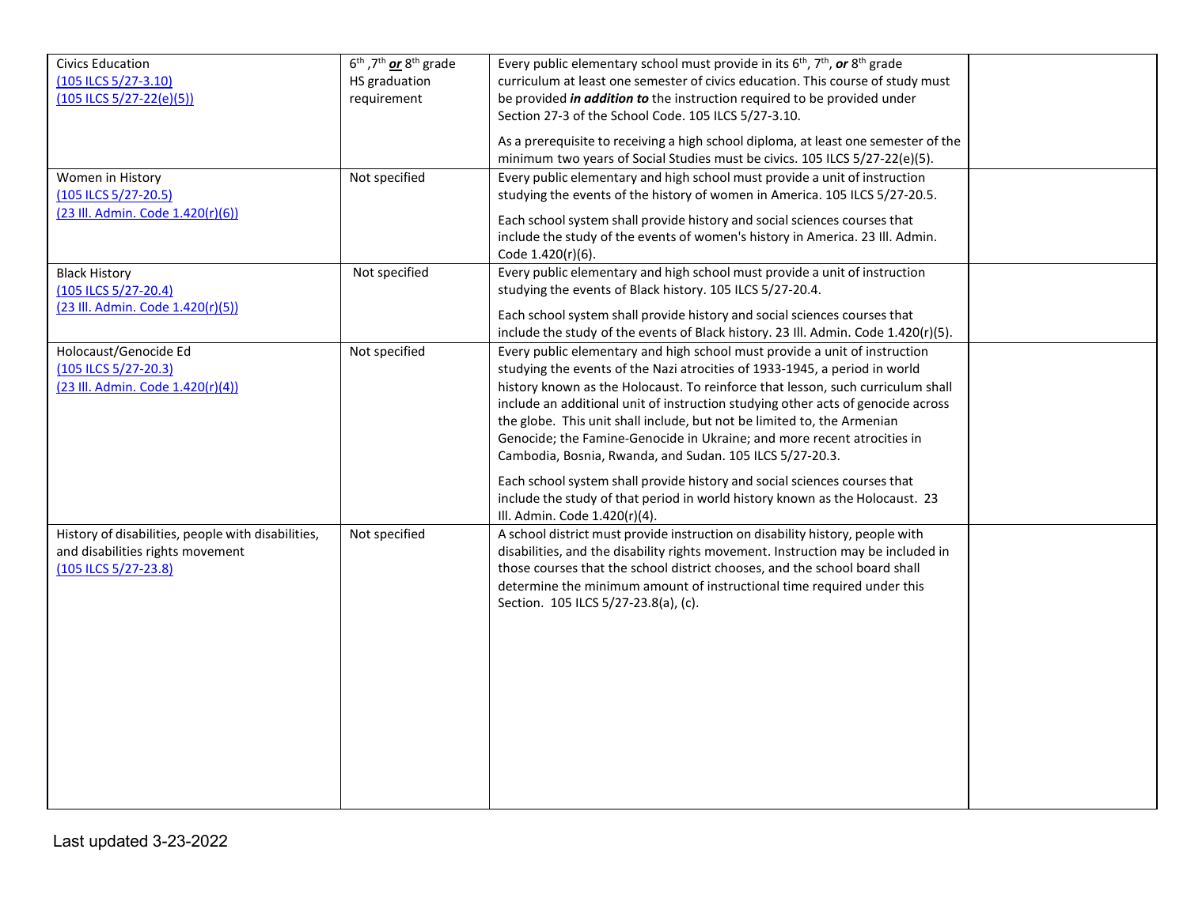| | | | |
|---|---|---|---|
| Civics Education<br>(105 ILCS 5/27-3.10)<br>(105 ILCS 5/27-22(e)(5)) | 6th ,7th ***or*** 8th grade<br>HS graduation requirement | Every public elementary school must provide in its 6th, 7th, ***or*** 8th grade curriculum at least one semester of civics education. This course of study must be provided ***in addition to*** the instruction required to be provided under Section 27-3 of the School Code. 105 ILCS 5/27-3.10.<br><br>As a prerequisite to receiving a high school diploma, at least one semester of the minimum two years of Social Studies must be civics. 105 ILCS 5/27-22(e)(5). | |
| Women in History<br>(105 ILCS 5/27-20.5)<br>(23 Ill. Admin. Code 1.420(r)(6)) | Not specified | Every public elementary and high school must provide a unit of instruction studying the events of the history of women in America. 105 ILCS 5/27-20.5.<br><br>Each school system shall provide history and social sciences courses that include the study of the events of women's history in America. 23 Ill. Admin. Code 1.420(r)(6). | |
| Black History<br>(105 ILCS 5/27-20.4)<br>(23 Ill. Admin. Code 1.420(r)(5)) | Not specified | Every public elementary and high school must provide a unit of instruction studying the events of Black history. 105 ILCS 5/27-20.4.<br><br>Each school system shall provide history and social sciences courses that include the study of the events of Black history. 23 Ill. Admin. Code 1.420(r)(5). | |
| Holocaust/Genocide Ed<br>(105 ILCS 5/27-20.3)<br>(23 Ill. Admin. Code 1.420(r)(4)) | Not specified | Every public elementary and high school must provide a unit of instruction studying the events of the Nazi atrocities of 1933-1945, a period in world history known as the Holocaust. To reinforce that lesson, such curriculum shall include an additional unit of instruction studying other acts of genocide across the globe. This unit shall include, but not be limited to, the Armenian Genocide; the Famine-Genocide in Ukraine; and more recent atrocities in Cambodia, Bosnia, Rwanda, and Sudan. 105 ILCS 5/27-20.3.<br><br>Each school system shall provide history and social sciences courses that include the study of that period in world history known as the Holocaust. 23 Ill. Admin. Code 1.420(r)(4). | |
| History of disabilities, people with disabilities, and disabilities rights movement<br>(105 ILCS 5/27-23.8) | Not specified | A school district must provide instruction on disability history, people with disabilities, and the disability rights movement. Instruction may be included in those courses that the school district chooses, and the school board shall determine the minimum amount of instructional time required under this Section. 105 ILCS 5/27-23.8(a), (c). | |

Last updated 3-23-2022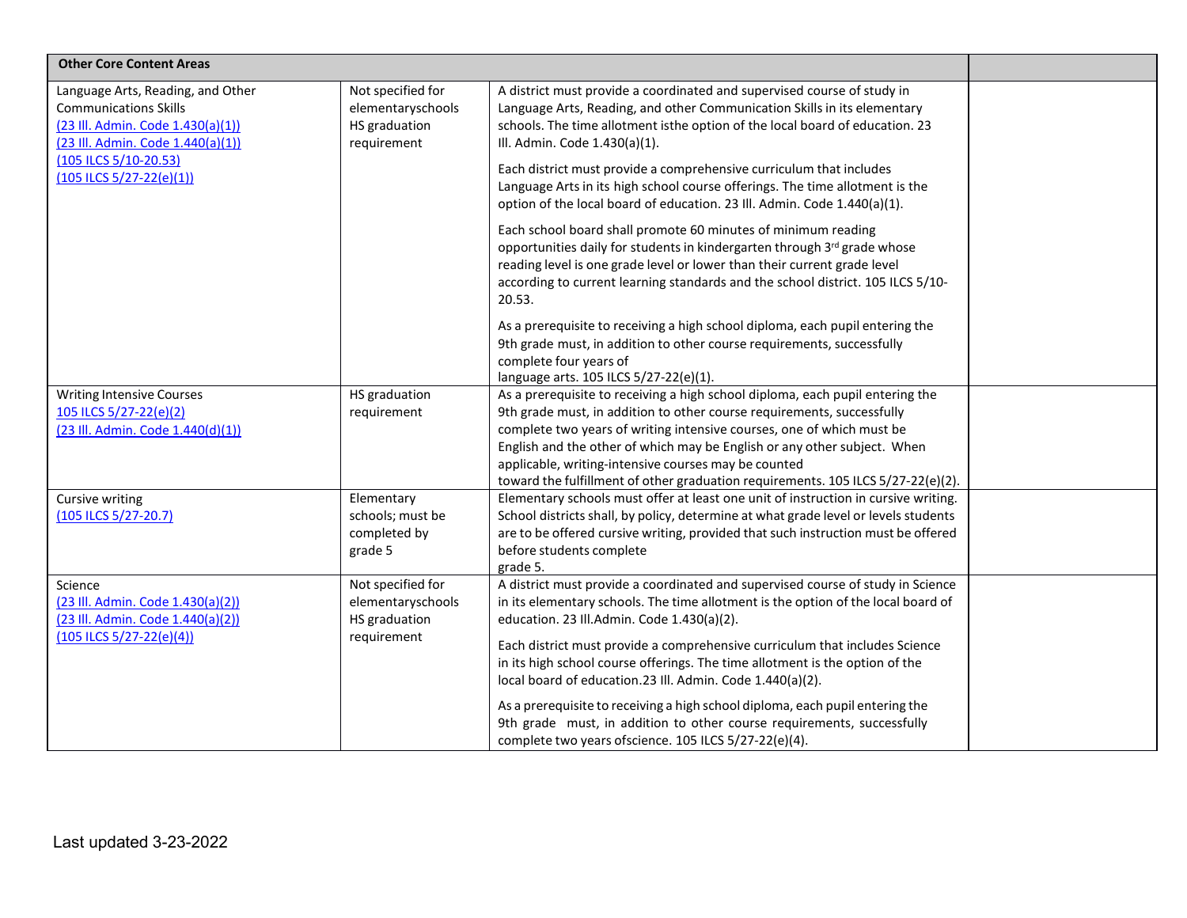| Other Core Content Areas | | | |
|---|---|---|---|
| Language Arts, Reading, and Other Communications Skills<br>(23 Ill. Admin. Code 1.430(a)(1))<br>(23 Ill. Admin. Code 1.440(a)(1))<br>(105 ILCS 5/10-20.53)<br>(105 ILCS 5/27-22(e)(1)) | Not specified for elementaryschools HS graduation requirement | A district must provide a coordinated and supervised course of study in Language Arts, Reading, and other Communication Skills in its elementary schools. The time allotment isthe option of the local board of education. 23 Ill. Admin. Code 1.430(a)(1).<br><br>Each district must provide a comprehensive curriculum that includes Language Arts in its high school course offerings. The time allotment is the option of the local board of education. 23 Ill. Admin. Code 1.440(a)(1).<br><br>Each school board shall promote 60 minutes of minimum reading opportunities daily for students in kindergarten through 3rd grade whose reading level is one grade level or lower than their current grade level according to current learning standards and the school district. 105 ILCS 5/10-20.53.<br><br>As a prerequisite to receiving a high school diploma, each pupil entering the 9th grade must, in addition to other course requirements, successfully complete four years of language arts. 105 ILCS 5/27-22(e)(1). | |
| Writing Intensive Courses<br>105 ILCS 5/27-22(e)(2)<br>(23 Ill. Admin. Code 1.440(d)(1)) | HS graduation requirement | As a prerequisite to receiving a high school diploma, each pupil entering the 9th grade must, in addition to other course requirements, successfully complete two years of writing intensive courses, one of which must be English and the other of which may be English or any other subject. When applicable, writing-intensive courses may be counted toward the fulfillment of other graduation requirements. 105 ILCS 5/27-22(e)(2). | |
| Cursive writing<br>(105 ILCS 5/27-20.7) | Elementary schools; must be completed by grade 5 | Elementary schools must offer at least one unit of instruction in cursive writing. School districts shall, by policy, determine at what grade level or levels students are to be offered cursive writing, provided that such instruction must be offered before students complete grade 5. | |
| Science<br>(23 Ill. Admin. Code 1.430(a)(2))<br>(23 Ill. Admin. Code 1.440(a)(2))<br>(105 ILCS 5/27-22(e)(4)) | Not specified for elementaryschools HS graduation requirement | A district must provide a coordinated and supervised course of study in Science in its elementary schools. The time allotment is the option of the local board of education. 23 Ill.Admin. Code 1.430(a)(2).<br><br>Each district must provide a comprehensive curriculum that includes Science in its high school course offerings. The time allotment is the option of the local board of education.23 Ill. Admin. Code 1.440(a)(2).<br><br>As a prerequisite to receiving a high school diploma, each pupil entering the 9th grade must, in addition to other course requirements, successfully complete two years ofscience. 105 ILCS 5/27-22(e)(4). | |

Last updated 3-23-2022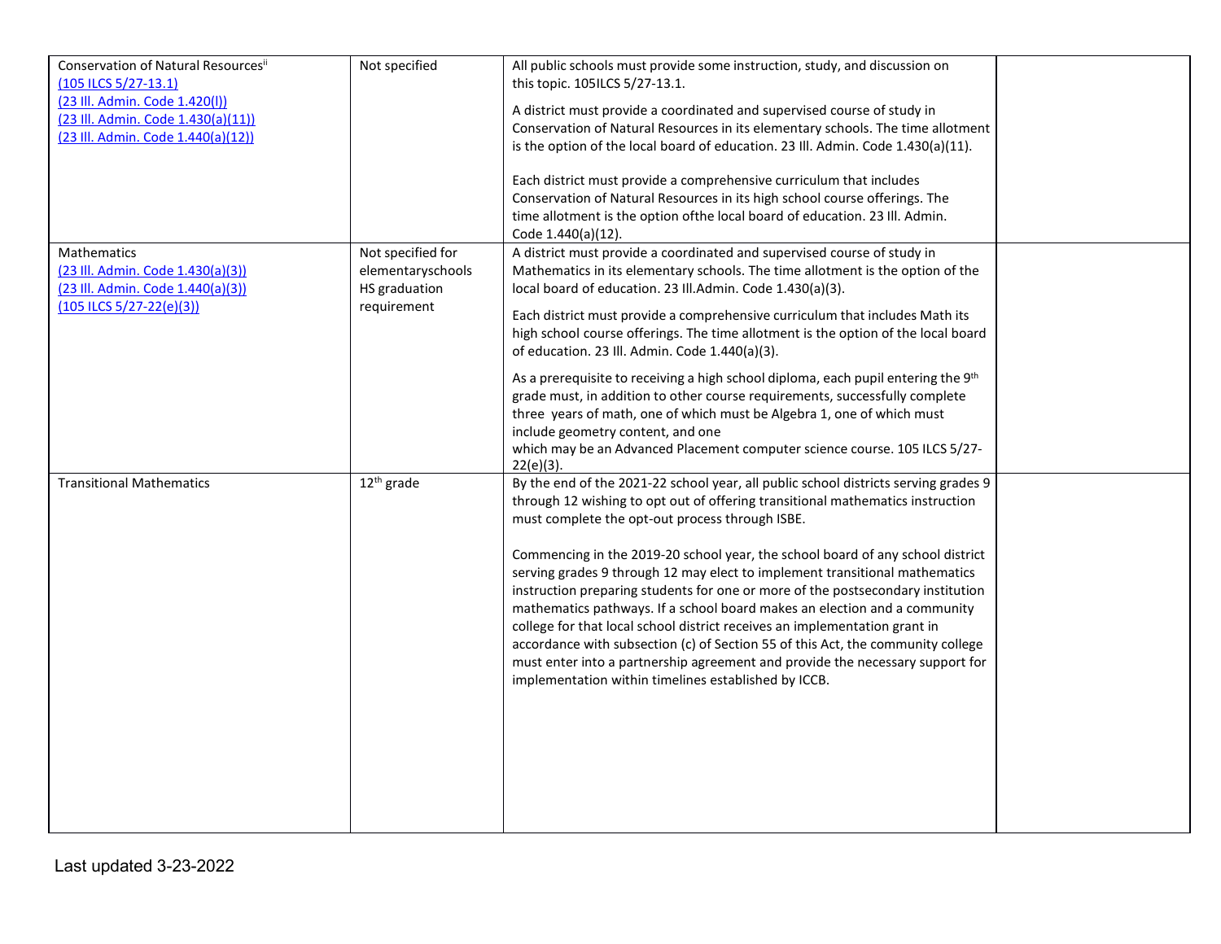| | | | |
|---|---|---|---|
| Conservation of Natural Resources[ii] (105 ILCS 5/27-13.1) (23 Ill. Admin. Code 1.420(l)) (23 Ill. Admin. Code 1.430(a)(11)) (23 Ill. Admin. Code 1.440(a)(12)) | Not specified | All public schools must provide some instruction, study, and discussion on this topic. 105ILCS 5/27-13.1.<br><br>A district must provide a coordinated and supervised course of study in Conservation of Natural Resources in its elementary schools. The time allotment is the option of the local board of education. 23 Ill. Admin. Code 1.430(a)(11).<br><br>Each district must provide a comprehensive curriculum that includes Conservation of Natural Resources in its high school course offerings. The time allotment is the option ofthe local board of education. 23 Ill. Admin. Code 1.440(a)(12). | |
| Mathematics (23 Ill. Admin. Code 1.430(a)(3)) (23 Ill. Admin. Code 1.440(a)(3)) (105 ILCS 5/27-22(e)(3)) | Not specified for elementaryschools HS graduation requirement | A district must provide a coordinated and supervised course of study in Mathematics in its elementary schools. The time allotment is the option of the local board of education. 23 Ill.Admin. Code 1.430(a)(3).<br><br>Each district must provide a comprehensive curriculum that includes Math its high school course offerings. The time allotment is the option of the local board of education. 23 Ill. Admin. Code 1.440(a)(3).<br><br>As a prerequisite to receiving a high school diploma, each pupil entering the 9th grade must, in addition to other course requirements, successfully complete three years of math, one of which must be Algebra 1, one of which must include geometry content, and one which may be an Advanced Placement computer science course. 105 ILCS 5/27-22(e)(3). | |
| Transitional Mathematics | 12th grade | By the end of the 2021-22 school year, all public school districts serving grades 9 through 12 wishing to opt out of offering transitional mathematics instruction must complete the opt-out process through ISBE.<br><br>Commencing in the 2019-20 school year, the school board of any school district serving grades 9 through 12 may elect to implement transitional mathematics instruction preparing students for one or more of the postsecondary institution mathematics pathways. If a school board makes an election and a community college for that local school district receives an implementation grant in accordance with subsection (c) of Section 55 of this Act, the community college must enter into a partnership agreement and provide the necessary support for implementation within timelines established by ICCB. | |

Last updated 3-23-2022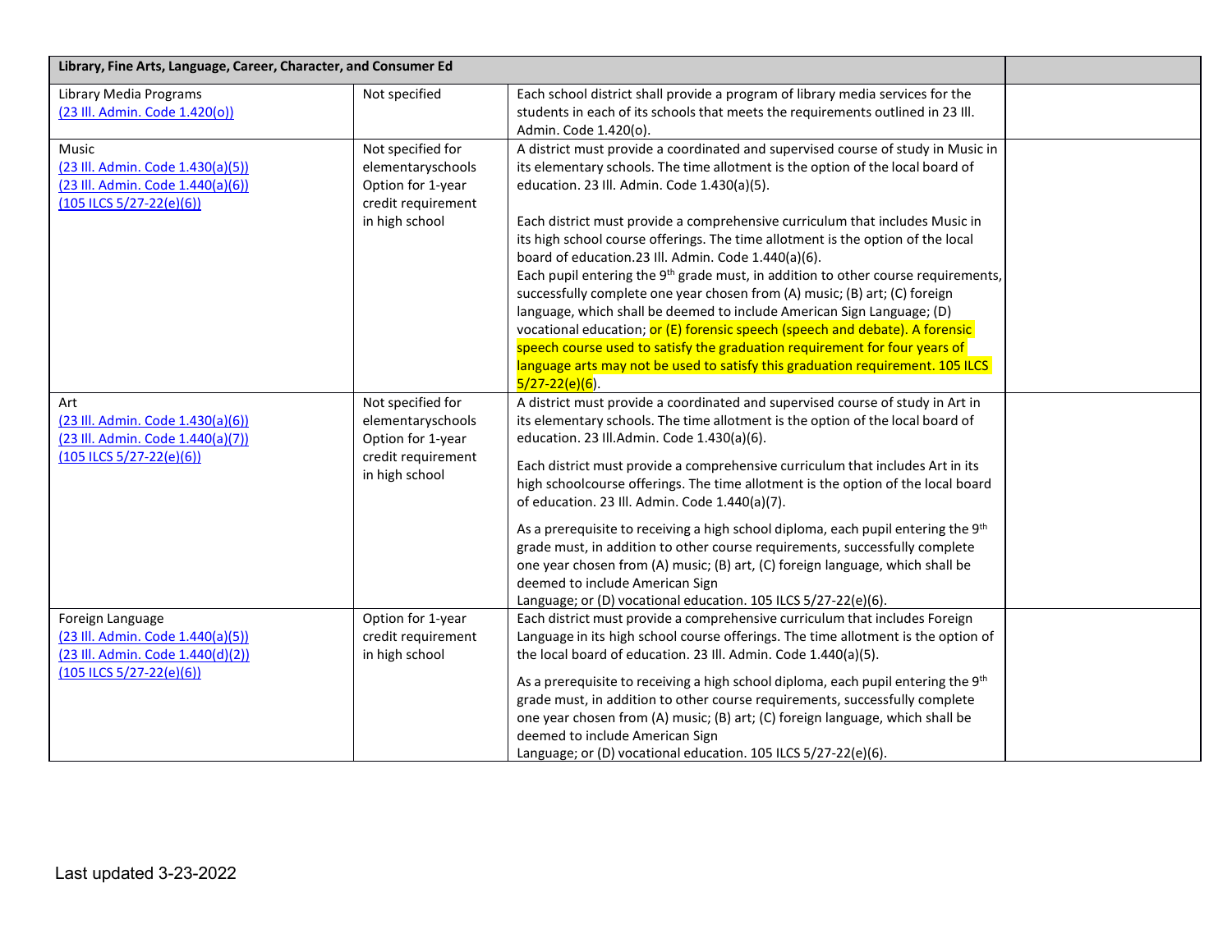| Library, Fine Arts, Language, Career, Character, and Consumer Ed | | | |
|---|---|---|---|
| Library Media Programs<br>[(23 Ill. Admin. Code 1.420(o))] | Not specified | Each school district shall provide a program of library media services for the students in each of its schools that meets the requirements outlined in 23 Ill. Admin. Code 1.420(o). | |
| Music<br>(23 Ill. Admin. Code 1.430(a)(5))<br>(23 Ill. Admin. Code 1.440(a)(6))<br>(105 ILCS 5/27-22(e)(6)) | Not specified for elementaryschools Option for 1-year credit requirement in high school | A district must provide a coordinated and supervised course of study in Music in its elementary schools. The time allotment is the option of the local board of education. 23 Ill. Admin. Code 1.430(a)(5).<br><br>Each district must provide a comprehensive curriculum that includes Music in its high school course offerings. The time allotment is the option of the local board of education.23 Ill. Admin. Code 1.440(a)(6).<br>Each pupil entering the 9th grade must, in addition to other course requirements, successfully complete one year chosen from (A) music; (B) art; (C) foreign language, which shall be deemed to include American Sign Language; (D) vocational education; or (E) forensic speech (speech and debate). A forensic speech course used to satisfy the graduation requirement for four years of language arts may not be used to satisfy this graduation requirement. 105 ILCS 5/27-22(e)(6). | |
| Art<br>(23 Ill. Admin. Code 1.430(a)(6))<br>(23 Ill. Admin. Code 1.440(a)(7))<br>(105 ILCS 5/27-22(e)(6)) | Not specified for elementaryschools Option for 1-year credit requirement in high school | A district must provide a coordinated and supervised course of study in Art in its elementary schools. The time allotment is the option of the local board of education. 23 Ill.Admin. Code 1.430(a)(6).<br><br>Each district must provide a comprehensive curriculum that includes Art in its high schoolcourse offerings. The time allotment is the option of the local board of education. 23 Ill. Admin. Code 1.440(a)(7).<br><br>As a prerequisite to receiving a high school diploma, each pupil entering the 9th grade must, in addition to other course requirements, successfully complete one year chosen from (A) music; (B) art, (C) foreign language, which shall be deemed to include American Sign Language; or (D) vocational education. 105 ILCS 5/27-22(e)(6). | |
| Foreign Language<br>(23 Ill. Admin. Code 1.440(a)(5))<br>(23 Ill. Admin. Code 1.440(d)(2))<br>(105 ILCS 5/27-22(e)(6)) | Option for 1-year credit requirement in high school | Each district must provide a comprehensive curriculum that includes Foreign Language in its high school course offerings. The time allotment is the option of the local board of education. 23 Ill. Admin. Code 1.440(a)(5).<br><br>As a prerequisite to receiving a high school diploma, each pupil entering the 9th grade must, in addition to other course requirements, successfully complete one year chosen from (A) music; (B) art; (C) foreign language, which shall be deemed to include American Sign Language; or (D) vocational education. 105 ILCS 5/27-22(e)(6). | |

Last updated 3-23-2022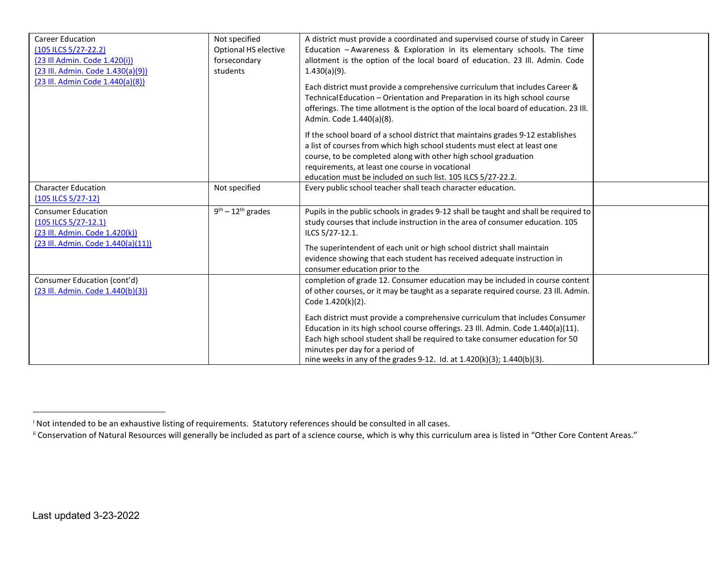| | | | |
|---|---|---|---|
| Career Education (105 ILCS 5/27-22.2) (23 Ill Admin. Code 1.420(i)) (23 Ill. Admin. Code 1.430(a)(9)) (23 Ill. Admin Code 1.440(a)(8)) | Not specified Optional HS elective forsecondary students | A district must provide a coordinated and supervised course of study in Career Education – Awareness & Exploration in its elementary schools. The time allotment is the option of the local board of education. 23 Ill. Admin. Code 1.430(a)(9).<br><br>Each district must provide a comprehensive curriculum that includes Career & Technical Education – Orientation and Preparation in its high school course offerings. The time allotment is the option of the local board of education. 23 Ill. Admin. Code 1.440(a)(8).<br><br>If the school board of a school district that maintains grades 9-12 establishes a list of courses from which high school students must elect at least one course, to be completed along with other high school graduation requirements, at least one course in vocational education must be included on such list. 105 ILCS 5/27-22.2. | |
| Character Education (105 ILCS 5/27-12) | Not specified | Every public school teacher shall teach character education. | |
| Consumer Education (105 ILCS 5/27-12.1) (23 Ill. Admin. Code 1.420(k)) (23 Ill. Admin. Code 1.440(a)(11)) | 9th – 12th grades | Pupils in the public schools in grades 9-12 shall be taught and shall be required to study courses that include instruction in the area of consumer education. 105 ILCS 5/27-12.1.<br><br>The superintendent of each unit or high school district shall maintain evidence showing that each student has received adequate instruction in consumer education prior to the | |
| Consumer Education (cont'd) (23 Ill. Admin. Code 1.440(b)(3)) | | completion of grade 12. Consumer education may be included in course content of other courses, or it may be taught as a separate required course. 23 Ill. Admin. Code 1.420(k)(2).<br><br>Each district must provide a comprehensive curriculum that includes Consumer Education in its high school course offerings. 23 Ill. Admin. Code 1.440(a)(11). Each high school student shall be required to take consumer education for 50 minutes per day for a period of nine weeks in any of the grades 9-12. Id. at 1.420(k)(3); 1.440(b)(3). | |

[i] Not intended to be an exhaustive listing of requirements. Statutory references should be consulted in all cases.

[ii] Conservation of Natural Resources will generally be included as part of a science course, which is why this curriculum area is listed in "Other Core Content Areas."

Last updated 3-23-2022